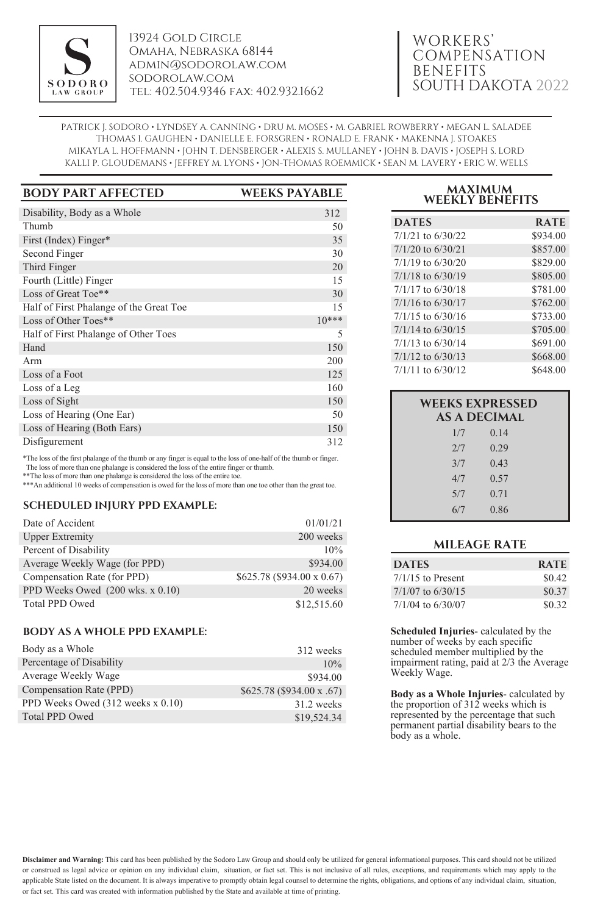**SODORO LAW GROUP**

13924 Gold Circle
Omaha, Nebraska 68144
admin@sodorolaw.com
sodorolaw.com
Tel: 402.504.9346 Fax: 402.932.1662

# WORKERS' COMPENSATION BENEFITS SOUTH DAKOTA 2022

PATRICK J. SODORO • LYNDSEY A. CANNING • DRU M. MOSES • M. GABRIEL ROWBERRY • MEGAN L. SALADEE
THOMAS I. GAUGHEN • DANIELLE E. FORSGREN • RONALD E. FRANK • MAKENNA J. STOAKES
MIKAYLA L. HOFFMANN • JOHN T. DENSBERGER • ALEXIS S. MULLANEY • JOHN B. DAVIS • JOSEPH S. LORD
KALLI P. GLOUDEMANS • JEFFREY M. LYONS • JON-THOMAS ROEMMICK • SEAN M. LAVERY • ERIC W. WELLS

| BODY PART AFFECTED | WEEKS PAYABLE |
|---|---|
| Disability, Body as a Whole | 312 |
| Thumb | 50 |
| First (Index) Finger* | 35 |
| Second Finger | 30 |
| Third Finger | 20 |
| Fourth (Little) Finger | 15 |
| Loss of Great Toe** | 30 |
| Half of First Phalange of the Great Toe | 15 |
| Loss of Other Toes** | 10*** |
| Half of First Phalange of Other Toes | 5 |
| Hand | 150 |
| Arm | 200 |
| Loss of a Foot | 125 |
| Loss of a Leg | 160 |
| Loss of Sight | 150 |
| Loss of Hearing (One Ear) | 50 |
| Loss of Hearing (Both Ears) | 150 |
| Disfigurement | 312 |

*The loss of the first phalange of the thumb or any finger is equal to the loss of one-half of the thumb or finger. The loss of more than one phalange is considered the loss of the entire finger or thumb.
**The loss of more than one phalange is considered the loss of the entire toe.
***An additional 10 weeks of compensation is owed for the loss of more than one toe other than the great toe.

### SCHEDULED INJURY PPD EXAMPLE:

| | |
|---|---|
| Date of Accident | 01/01/21 |
| Upper Extremity | 200 weeks |
| Percent of Disability | 10% |
| Average Weekly Wage (for PPD) | $934.00 |
| Compensation Rate (for PPD) | $625.78 ($934.00 x 0.67) |
| PPD Weeks Owed (200 wks. x 0.10) | 20 weeks |
| Total PPD Owed | $12,515.60 |

### BODY AS A WHOLE PPD EXAMPLE:

| | |
|---|---|
| Body as a Whole | 312 weeks |
| Percentage of Disability | 10% |
| Average Weekly Wage | $934.00 |
| Compensation Rate (PPD) | $625.78 ($934.00 x .67) |
| PPD Weeks Owed (312 weeks x 0.10) | 31.2 weeks |
| Total PPD Owed | $19,524.34 |

### MAXIMUM WEEKLY BENEFITS

| DATES | RATE |
|---|---|
| 7/1/21 to 6/30/22 | $934.00 |
| 7/1/20 to 6/30/21 | $857.00 |
| 7/1/19 to 6/30/20 | $829.00 |
| 7/1/18 to 6/30/19 | $805.00 |
| 7/1/17 to 6/30/18 | $781.00 |
| 7/1/16 to 6/30/17 | $762.00 |
| 7/1/15 to 6/30/16 | $733.00 |
| 7/1/14 to 6/30/15 | $705.00 |
| 7/1/13 to 6/30/14 | $691.00 |
| 7/1/12 to 6/30/13 | $668.00 |
| 7/1/11 to 6/30/12 | $648.00 |

### WEEKS EXPRESSED AS A DECIMAL

| | |
|---|---|
| 1/7 | 0.14 |
| 2/7 | 0.29 |
| 3/7 | 0.43 |
| 4/7 | 0.57 |
| 5/7 | 0.71 |
| 6/7 | 0.86 |

### MILEAGE RATE

| DATES | RATE |
|---|---|
| 7/1/15 to Present | $0.42 |
| 7/1/07 to 6/30/15 | $0.37 |
| 7/1/04 to 6/30/07 | $0.32 |

**Scheduled Injuries**- calculated by the number of weeks by each specific scheduled member multiplied by the impairment rating, paid at 2/3 the Average Weekly Wage.

**Body as a Whole Injuries**- calculated by the proportion of 312 weeks which is represented by the percentage that such permanent partial disability bears to the body as a whole.

**Disclaimer and Warning:** This card has been published by the Sodoro Law Group and should only be utilized for general informational purposes. This card should not be utilized or construed as legal advice or opinion on any individual claim, situation, or fact set. This is not inclusive of all rules, exceptions, and requirements which may apply to the applicable State listed on the document. It is always imperative to promptly obtain legal counsel to determine the rights, obligations, and options of any individual claim, situation, or fact set. This card was created with information published by the State and available at time of printing.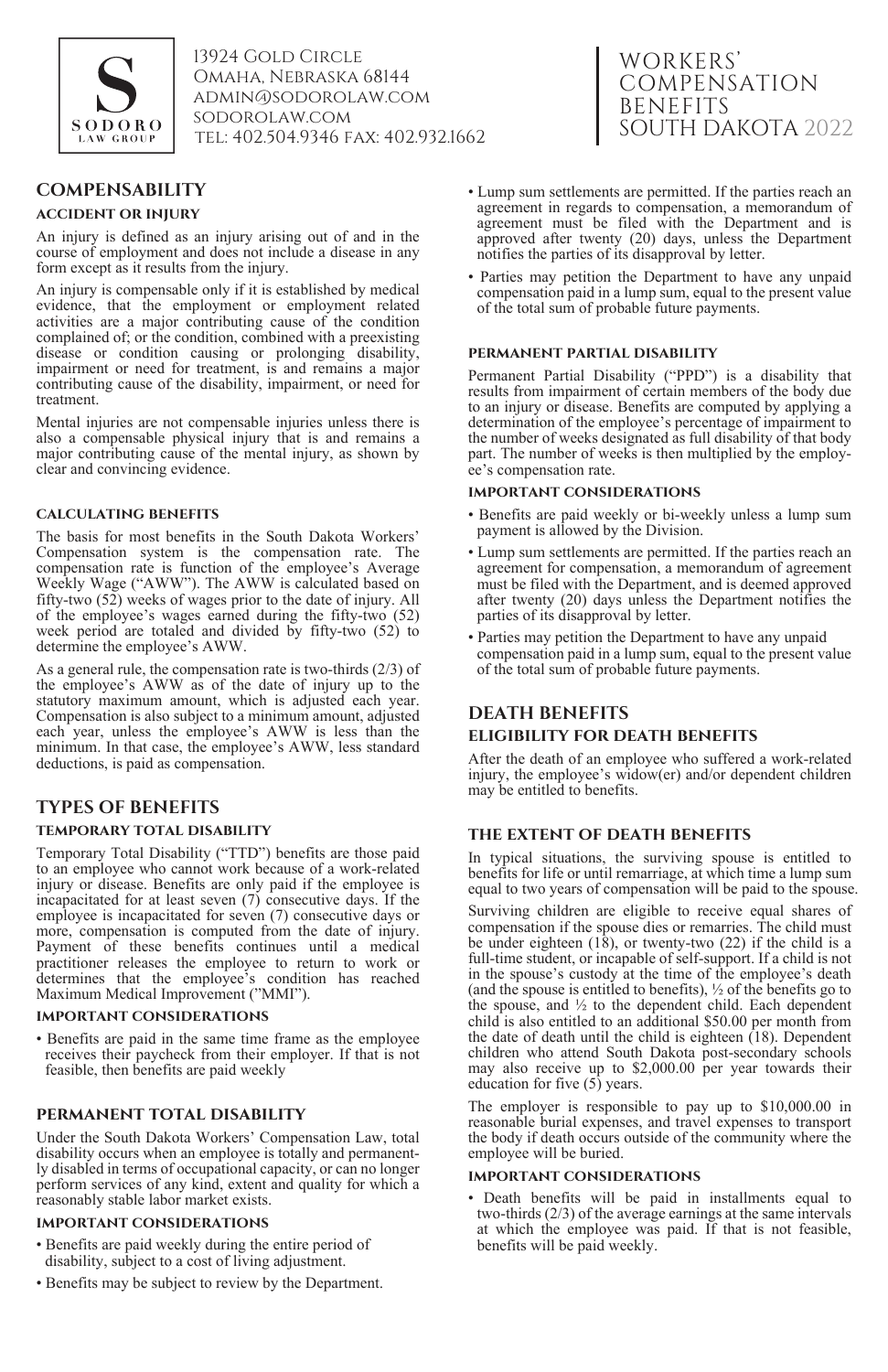# WORKERS' COMPENSATION BENEFITS SOUTH DAKOTA 2022

13924 Gold Circle
Omaha, Nebraska 68144
admin@sodorolaw.com
sodorolaw.com
Tel: 402.504.9346 Fax: 402.932.1662

## COMPENSABILITY

### ACCIDENT OR INJURY

An injury is defined as an injury arising out of and in the course of employment and does not include a disease in any form except as it results from the injury.

An injury is compensable only if it is established by medical evidence, that the employment or employment related activities are a major contributing cause of the condition complained of; or the condition, combined with a preexisting disease or condition causing or prolonging disability, impairment or need for treatment, is and remains a major contributing cause of the disability, impairment, or need for treatment.

Mental injuries are not compensable injuries unless there is also a compensable physical injury that is and remains a major contributing cause of the mental injury, as shown by clear and convincing evidence.

### CALCULATING BENEFITS

The basis for most benefits in the South Dakota Workers' Compensation system is the compensation rate. The compensation rate is function of the employee's Average Weekly Wage ("AWW"). The AWW is calculated based on fifty-two (52) weeks of wages prior to the date of injury. All of the employee's wages earned during the fifty-two (52) week period are totaled and divided by fifty-two (52) to determine the employee's AWW.

As a general rule, the compensation rate is two-thirds (2/3) of the employee's AWW as of the date of injury up to the statutory maximum amount, which is adjusted each year. Compensation is also subject to a minimum amount, adjusted each year, unless the employee's AWW is less than the minimum. In that case, the employee's AWW, less standard deductions, is paid as compensation.

## TYPES OF BENEFITS

### TEMPORARY TOTAL DISABILITY

Temporary Total Disability ("TTD") benefits are those paid to an employee who cannot work because of a work-related injury or disease. Benefits are only paid if the employee is incapacitated for at least seven (7) consecutive days. If the employee is incapacitated for seven (7) consecutive days or more, compensation is computed from the date of injury. Payment of these benefits continues until a medical practitioner releases the employee to return to work or determines that the employee's condition has reached Maximum Medical Improvement ("MMI").

#### IMPORTANT CONSIDERATIONS

- Benefits are paid in the same time frame as the employee receives their paycheck from their employer. If that is not feasible, then benefits are paid weekly

### PERMANENT TOTAL DISABILITY

Under the South Dakota Workers' Compensation Law, total disability occurs when an employee is totally and permanently disabled in terms of occupational capacity, or can no longer perform services of any kind, extent and quality for which a reasonably stable labor market exists.

#### IMPORTANT CONSIDERATIONS

- Benefits are paid weekly during the entire period of disability, subject to a cost of living adjustment.
- Benefits may be subject to review by the Department.
- Lump sum settlements are permitted. If the parties reach an agreement in regards to compensation, a memorandum of agreement must be filed with the Department and is approved after twenty (20) days, unless the Department notifies the parties of its disapproval by letter.
- Parties may petition the Department to have any unpaid compensation paid in a lump sum, equal to the present value of the total sum of probable future payments.

### PERMANENT PARTIAL DISABILITY

Permanent Partial Disability ("PPD") is a disability that results from impairment of certain members of the body due to an injury or disease. Benefits are computed by applying a determination of the employee's percentage of impairment to the number of weeks designated as full disability of that body part. The number of weeks is then multiplied by the employee's compensation rate.

#### IMPORTANT CONSIDERATIONS

- Benefits are paid weekly or bi-weekly unless a lump sum payment is allowed by the Division.
- Lump sum settlements are permitted. If the parties reach an agreement for compensation, a memorandum of agreement must be filed with the Department, and is deemed approved after twenty (20) days unless the Department notifies the parties of its disapproval by letter.
- Parties may petition the Department to have any unpaid compensation paid in a lump sum, equal to the present value of the total sum of probable future payments.

## DEATH BENEFITS

### ELIGIBILITY FOR DEATH BENEFITS

After the death of an employee who suffered a work-related injury, the employee's widow(er) and/or dependent children may be entitled to benefits.

### THE EXTENT OF DEATH BENEFITS

In typical situations, the surviving spouse is entitled to benefits for life or until remarriage, at which time a lump sum equal to two years of compensation will be paid to the spouse.

Surviving children are eligible to receive equal shares of compensation if the spouse dies or remarries. The child must be under eighteen (18), or twenty-two (22) if the child is a full-time student, or incapable of self-support. If a child is not in the spouse's custody at the time of the employee's death (and the spouse is entitled to benefits), ½ of the benefits go to the spouse, and ½ to the dependent child. Each dependent child is also entitled to an additional $50.00 per month from the date of death until the child is eighteen (18). Dependent children who attend South Dakota post-secondary schools may also receive up to $2,000.00 per year towards their education for five (5) years.

The employer is responsible to pay up to $10,000.00 in reasonable burial expenses, and travel expenses to transport the body if death occurs outside of the community where the employee will be buried.

#### IMPORTANT CONSIDERATIONS

- Death benefits will be paid in installments equal to two-thirds (2/3) of the average earnings at the same intervals at which the employee was paid. If that is not feasible, benefits will be paid weekly.